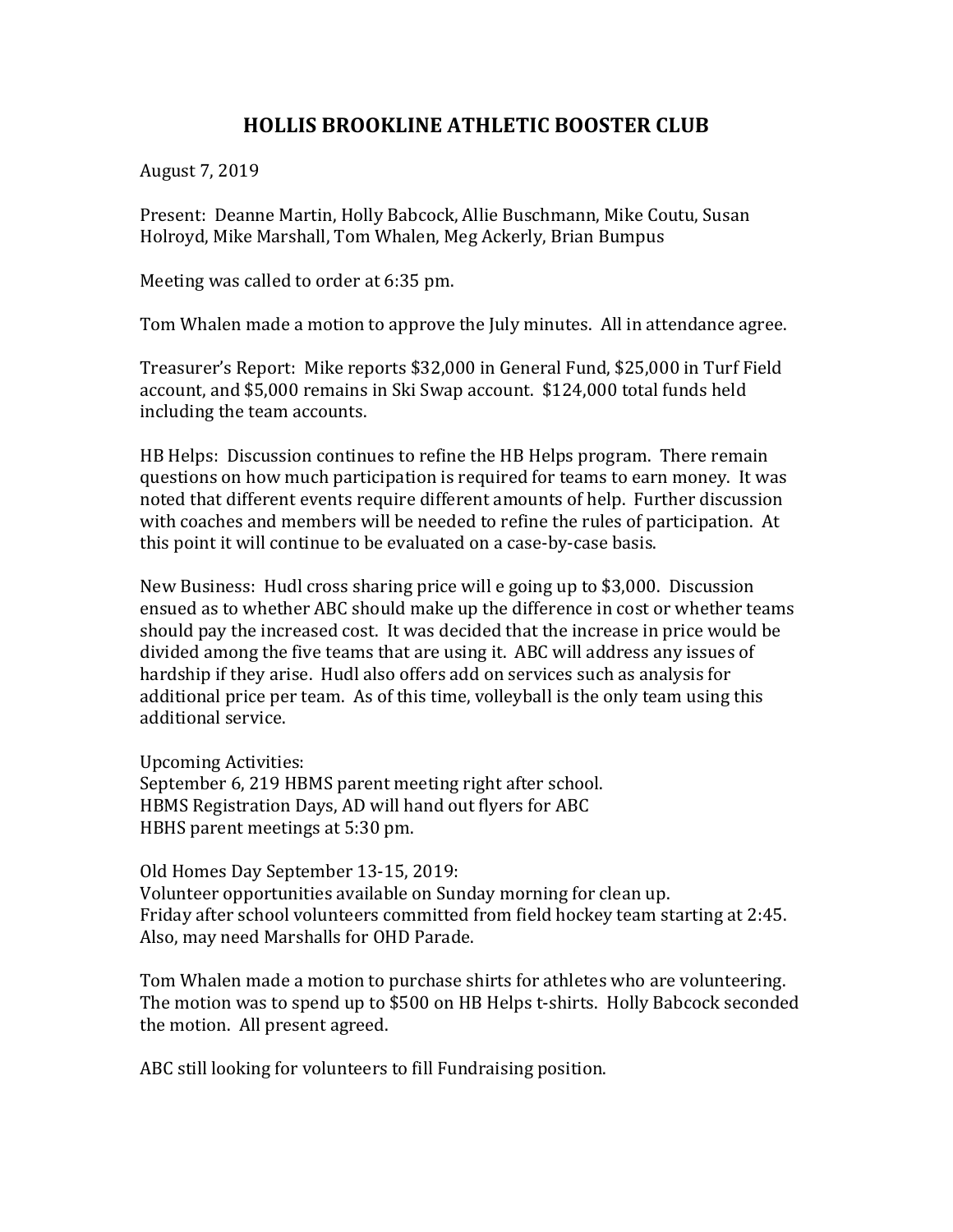# HOLLIS BROOKLINE ATHLETIC BOOSTER CLUB

August 7, 2019

Present: Deanne Martin, Holly Babcock, Allie Buschmann, Mike Coutu, Susan Holroyd, Mike Marshall, Tom Whalen, Meg Ackerly, Brian Bumpus

Meeting was called to order at 6:35 pm.

Tom Whalen made a motion to approve the July minutes. All in attendance agree.

Treasurer's Report: Mike reports $32,000 in General Fund, $25,000 in Turf Field account, and $5,000 remains in Ski Swap account. $124,000 total funds held including the team accounts.

HB Helps: Discussion continues to refine the HB Helps program. There remain questions on how much participation is required for teams to earn money. It was noted that different events require different amounts of help. Further discussion with coaches and members will be needed to refine the rules of participation. At this point it will continue to be evaluated on a case-by-case basis.

New Business: Hudl cross sharing price will e going up to $3,000. Discussion ensued as to whether ABC should make up the difference in cost or whether teams should pay the increased cost. It was decided that the increase in price would be divided among the five teams that are using it. ABC will address any issues of hardship if they arise. Hudl also offers add on services such as analysis for additional price per team. As of this time, volleyball is the only team using this additional service.

Upcoming Activities:
September 6, 219 HBMS parent meeting right after school.
HBMS Registration Days, AD will hand out flyers for ABC
HBHS parent meetings at 5:30 pm.

Old Homes Day September 13-15, 2019:
Volunteer opportunities available on Sunday morning for clean up.
Friday after school volunteers committed from field hockey team starting at 2:45.
Also, may need Marshalls for OHD Parade.

Tom Whalen made a motion to purchase shirts for athletes who are volunteering. The motion was to spend up to $500 on HB Helps t-shirts. Holly Babcock seconded the motion. All present agreed.

ABC still looking for volunteers to fill Fundraising position.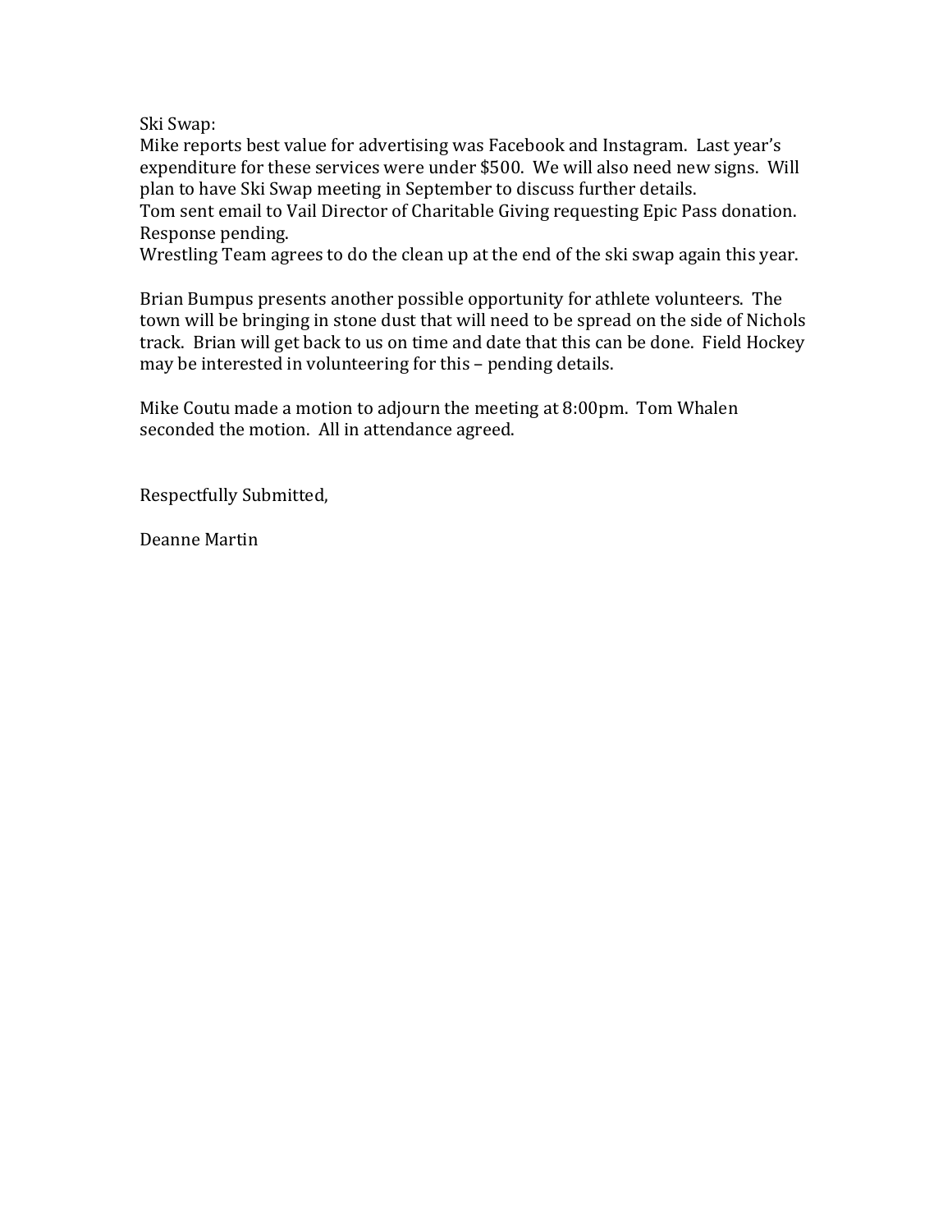Ski Swap:

Mike reports best value for advertising was Facebook and Instagram. Last year's expenditure for these services were under $500. We will also need new signs. Will plan to have Ski Swap meeting in September to discuss further details.

Tom sent email to Vail Director of Charitable Giving requesting Epic Pass donation. Response pending.

Wrestling Team agrees to do the clean up at the end of the ski swap again this year.

Brian Bumpus presents another possible opportunity for athlete volunteers. The town will be bringing in stone dust that will need to be spread on the side of Nichols track. Brian will get back to us on time and date that this can be done. Field Hockey may be interested in volunteering for this – pending details.

Mike Coutu made a motion to adjourn the meeting at 8:00pm. Tom Whalen seconded the motion. All in attendance agreed.

Respectfully Submitted,

Deanne Martin